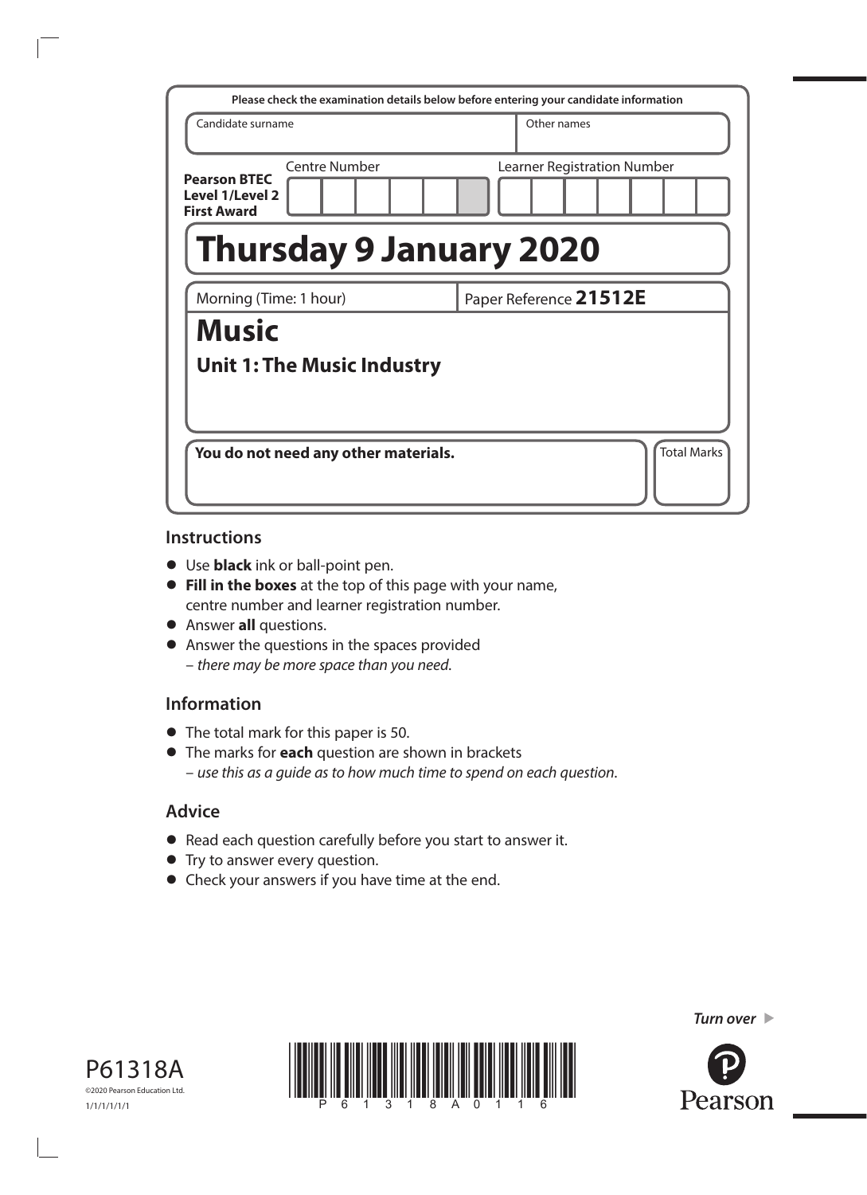Please check the examination details below before entering your candidate information

| Candidate surname | Other names |
|---|---|
| | |

**Pearson BTEC Level 1/Level 2 First Award**

| Centre Number | Learner Registration Number |
|---|---|
| | |

# Thursday 9 January 2020

Morning (Time: 1 hour) | Paper Reference **21512E**

# Music

## Unit 1: The Music Industry

**You do not need any other materials.**

Total Marks

## Instructions

- Use **black** ink or ball-point pen.
- **Fill in the boxes** at the top of this page with your name, centre number and learner registration number.
- Answer **all** questions.
- Answer the questions in the spaces provided
  – *there may be more space than you need.*

## Information

- The total mark for this paper is 50.
- The marks for **each** question are shown in brackets
  – *use this as a guide as to how much time to spend on each question.*

## Advice

- Read each question carefully before you start to answer it.
- Try to answer every question.
- Check your answers if you have time at the end.

P61318A
©2020 Pearson Education Ltd.
1/1/1/1/1/1

*Turn over*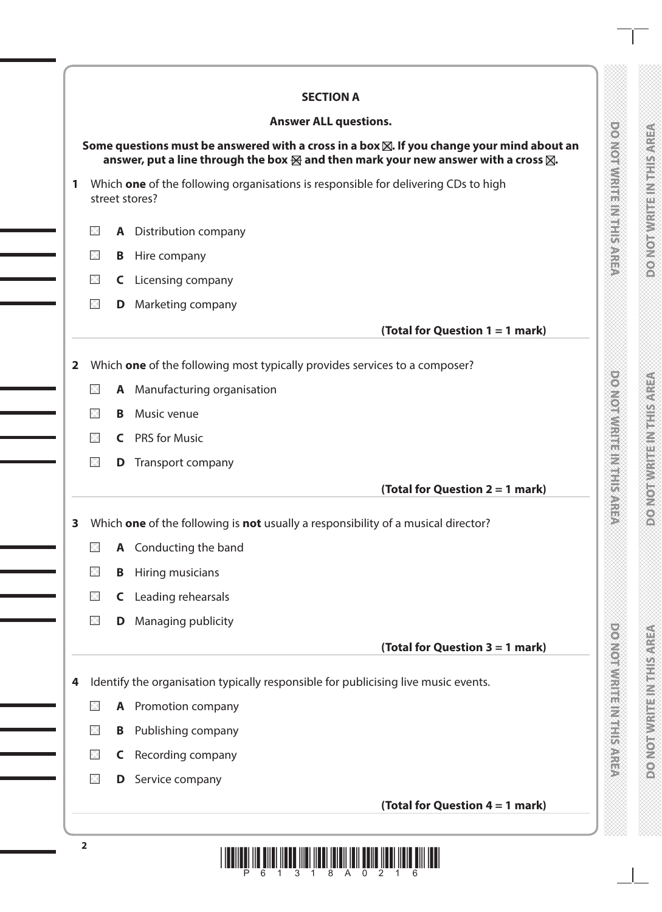## SECTION A

**Answer ALL questions.**

**Some questions must be answered with a cross in a box ☒. If you change your mind about an answer, put a line through the box ☒ and then mark your new answer with a cross ☒.**

**1** Which **one** of the following organisations is responsible for delivering CDs to high street stores?

☐ **A** Distribution company

☐ **B** Hire company

☐ **C** Licensing company

☐ **D** Marketing company

**(Total for Question 1 = 1 mark)**

**2** Which **one** of the following most typically provides services to a composer?

☐ **A** Manufacturing organisation

☐ **B** Music venue

☐ **C** PRS for Music

☐ **D** Transport company

**(Total for Question 2 = 1 mark)**

**3** Which **one** of the following is **not** usually a responsibility of a musical director?

☐ **A** Conducting the band

☐ **B** Hiring musicians

☐ **C** Leading rehearsals

☐ **D** Managing publicity

**(Total for Question 3 = 1 mark)**

**4** Identify the organisation typically responsible for publicising live music events.

☐ **A** Promotion company

☐ **B** Publishing company

☐ **C** Recording company

☐ **D** Service company

**(Total for Question 4 = 1 mark)**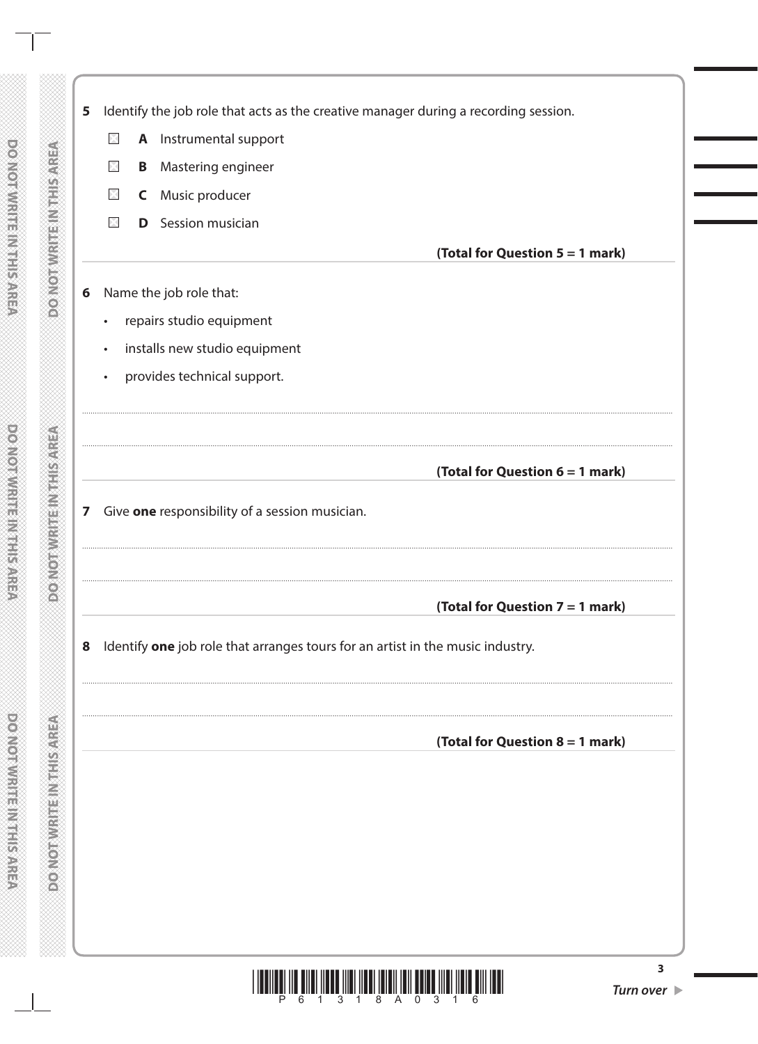**5** Identify the job role that acts as the creative manager during a recording session.

- ☐ **A** Instrumental support
- ☐ **B** Mastering engineer
- ☐ **C** Music producer
- ☐ **D** Session musician

**(Total for Question 5 = 1 mark)**

**6** Name the job role that:

- repairs studio equipment
- installs new studio equipment
- provides technical support.

..............................................................................................................................................

..............................................................................................................................................

**(Total for Question 6 = 1 mark)**

**7** Give **one** responsibility of a session musician.

..............................................................................................................................................

..............................................................................................................................................

**(Total for Question 7 = 1 mark)**

**8** Identify **one** job role that arranges tours for an artist in the music industry.

..............................................................................................................................................

..............................................................................................................................................

**(Total for Question 8 = 1 mark)**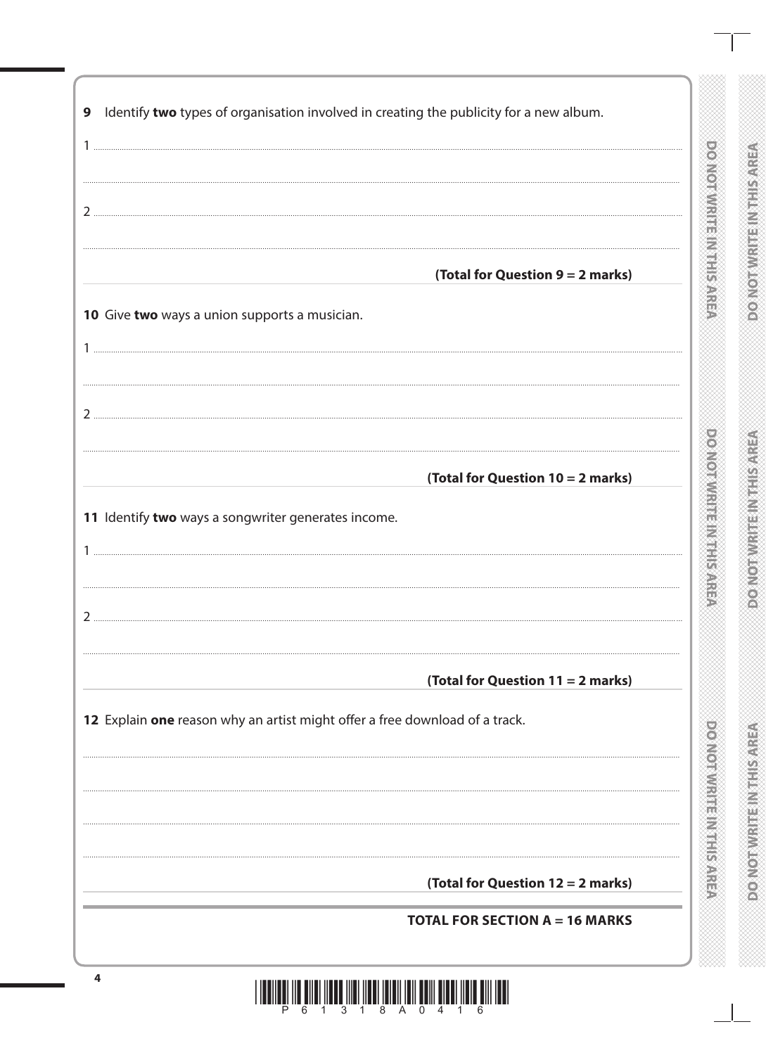**9** Identify **two** types of organisation involved in creating the publicity for a new album.

1 ..................................................................................................................................................

..................................................................................................................................................

2 ..................................................................................................................................................

..................................................................................................................................................

**(Total for Question 9 = 2 marks)**

**10** Give **two** ways a union supports a musician.

1 ..................................................................................................................................................

..................................................................................................................................................

2 ..................................................................................................................................................

..................................................................................................................................................

**(Total for Question 10 = 2 marks)**

**11** Identify **two** ways a songwriter generates income.

1 ..................................................................................................................................................

..................................................................................................................................................

2 ..................................................................................................................................................

..................................................................................................................................................

**(Total for Question 11 = 2 marks)**

**12** Explain **one** reason why an artist might offer a free download of a track.

..................................................................................................................................................

..................................................................................................................................................

..................................................................................................................................................

..................................................................................................................................................

**(Total for Question 12 = 2 marks)**

**TOTAL FOR SECTION A = 16 MARKS**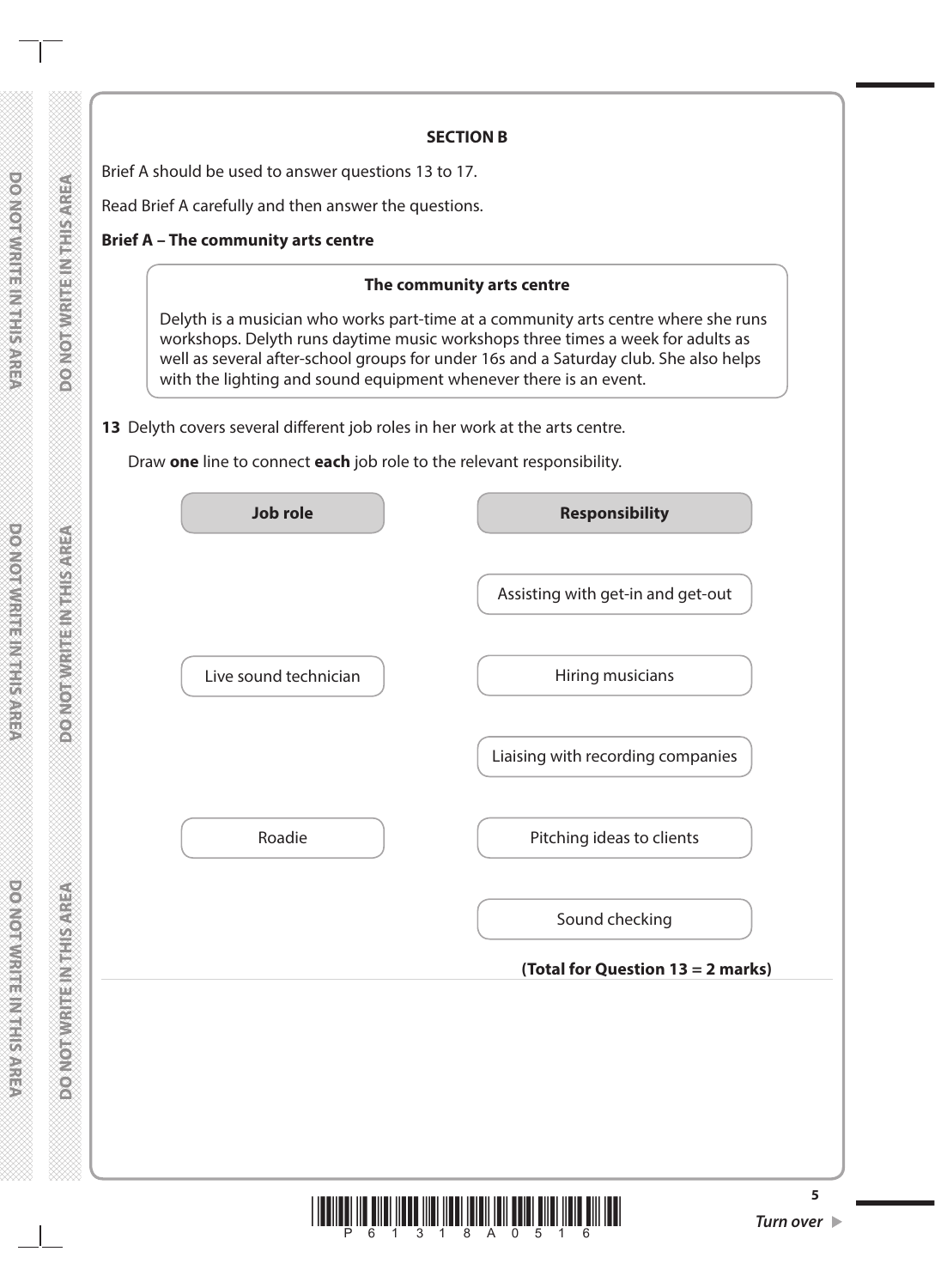## SECTION B

Brief A should be used to answer questions 13 to 17.

Read Brief A carefully and then answer the questions.

**Brief A – The community arts centre**

> **The community arts centre**
>
> Delyth is a musician who works part-time at a community arts centre where she runs workshops. Delyth runs daytime music workshops three times a week for adults as well as several after-school groups for under 16s and a Saturday club. She also helps with the lighting and sound equipment whenever there is an event.

**13** Delyth covers several different job roles in her work at the arts centre.

Draw **one** line to connect **each** job role to the relevant responsibility.

| Job role | Responsibility |
|---|---|
| | Assisting with get-in and get-out |
| Live sound technician | Hiring musicians |
| | Liaising with recording companies |
| Roadie | Pitching ideas to clients |
| | Sound checking |

**(Total for Question 13 = 2 marks)**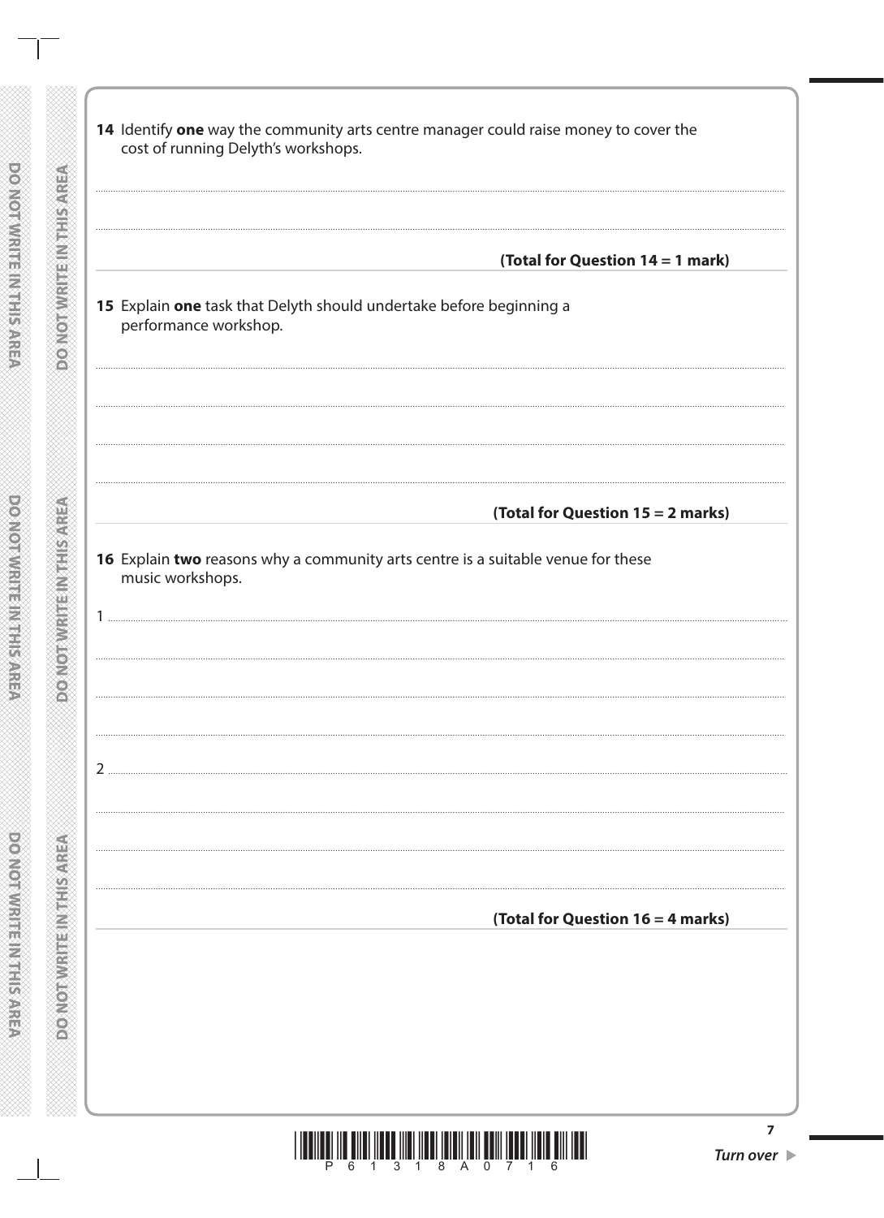**14** Identify **one** way the community arts centre manager could raise money to cover the cost of running Delyth's workshops.

..............................................................................................................................................

..............................................................................................................................................

**(Total for Question 14 = 1 mark)**

---

**15** Explain **one** task that Delyth should undertake before beginning a performance workshop.

..............................................................................................................................................

..............................................................................................................................................

..............................................................................................................................................

..............................................................................................................................................

**(Total for Question 15 = 2 marks)**

---

**16** Explain **two** reasons why a community arts centre is a suitable venue for these music workshops.

1 ..........................................................................................................................................

..............................................................................................................................................

..............................................................................................................................................

..............................................................................................................................................

2 ..........................................................................................................................................

..............................................................................................................................................

..............................................................................................................................................

..............................................................................................................................................

**(Total for Question 16 = 4 marks)**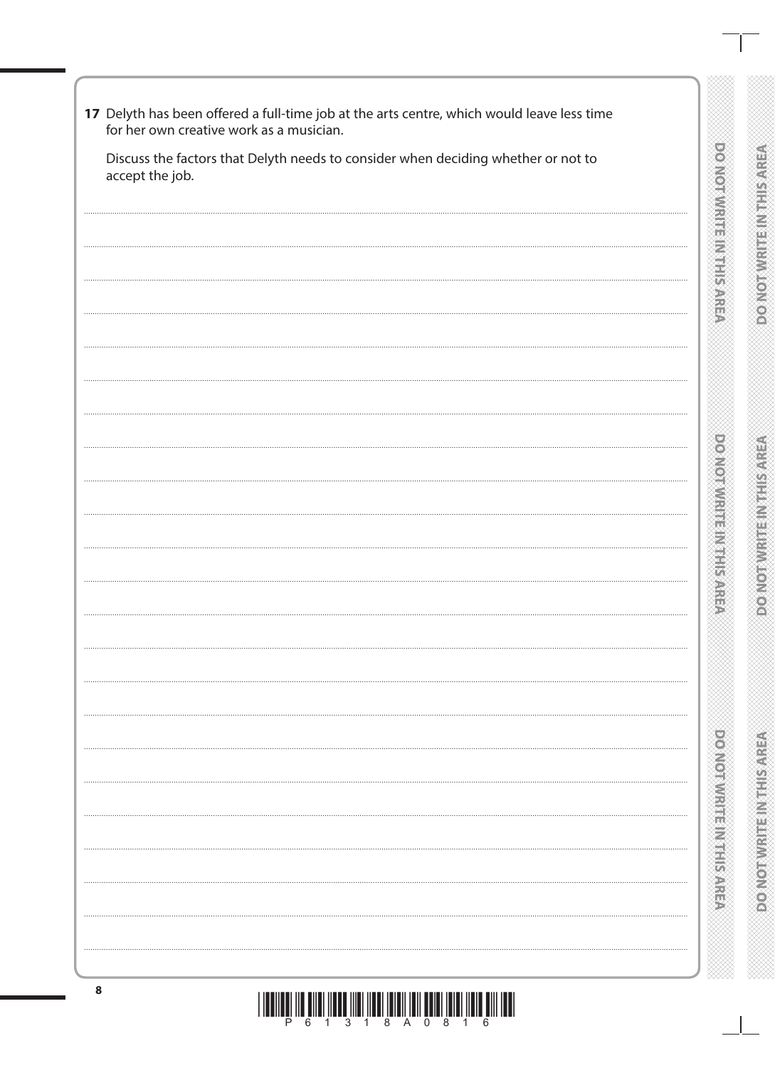**17** Delyth has been offered a full-time job at the arts centre, which would leave less time for her own creative work as a musician.

Discuss the factors that Delyth needs to consider when deciding whether or not to accept the job.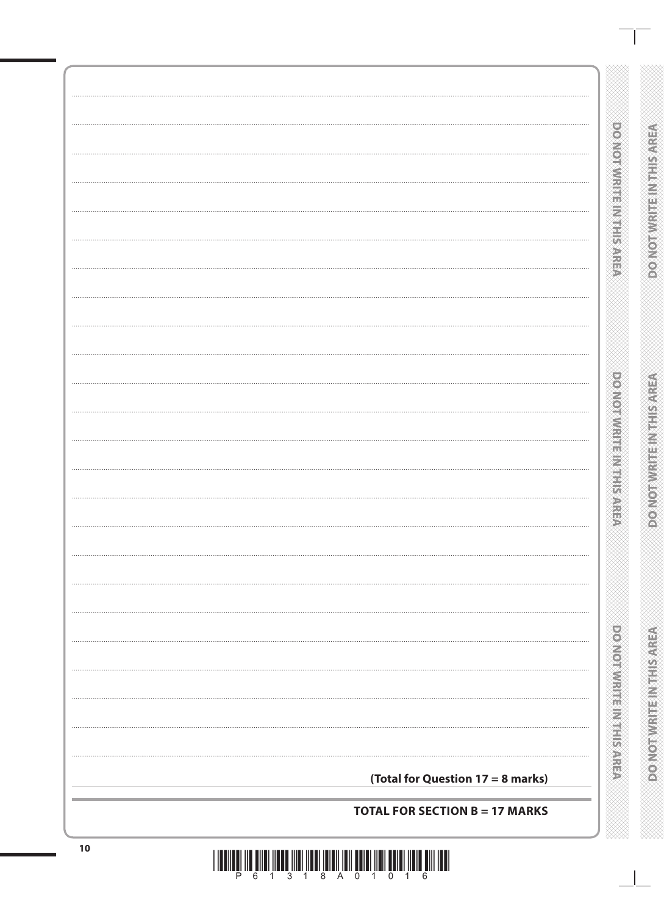**(Total for Question 17 = 8 marks)**

**TOTAL FOR SECTION B = 17 MARKS**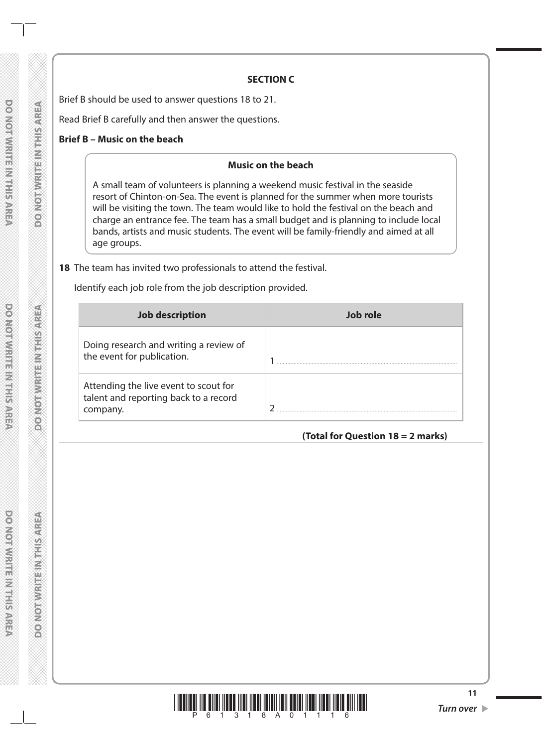## SECTION C

Brief B should be used to answer questions 18 to 21.

Read Brief B carefully and then answer the questions.

**Brief B – Music on the beach**

> **Music on the beach**
>
> A small team of volunteers is planning a weekend music festival in the seaside resort of Chinton-on-Sea. The event is planned for the summer when more tourists will be visiting the town. The team would like to hold the festival on the beach and charge an entrance fee. The team has a small budget and is planning to include local bands, artists and music students. The event will be family-friendly and aimed at all age groups.

**18** The team has invited two professionals to attend the festival.

Identify each job role from the job description provided.

| Job description | Job role |
|---|---|
| Doing research and writing a review of the event for publication. | 1 .................................................. |
| Attending the live event to scout for talent and reporting back to a record company. | 2 .................................................. |

**(Total for Question 18 = 2 marks)**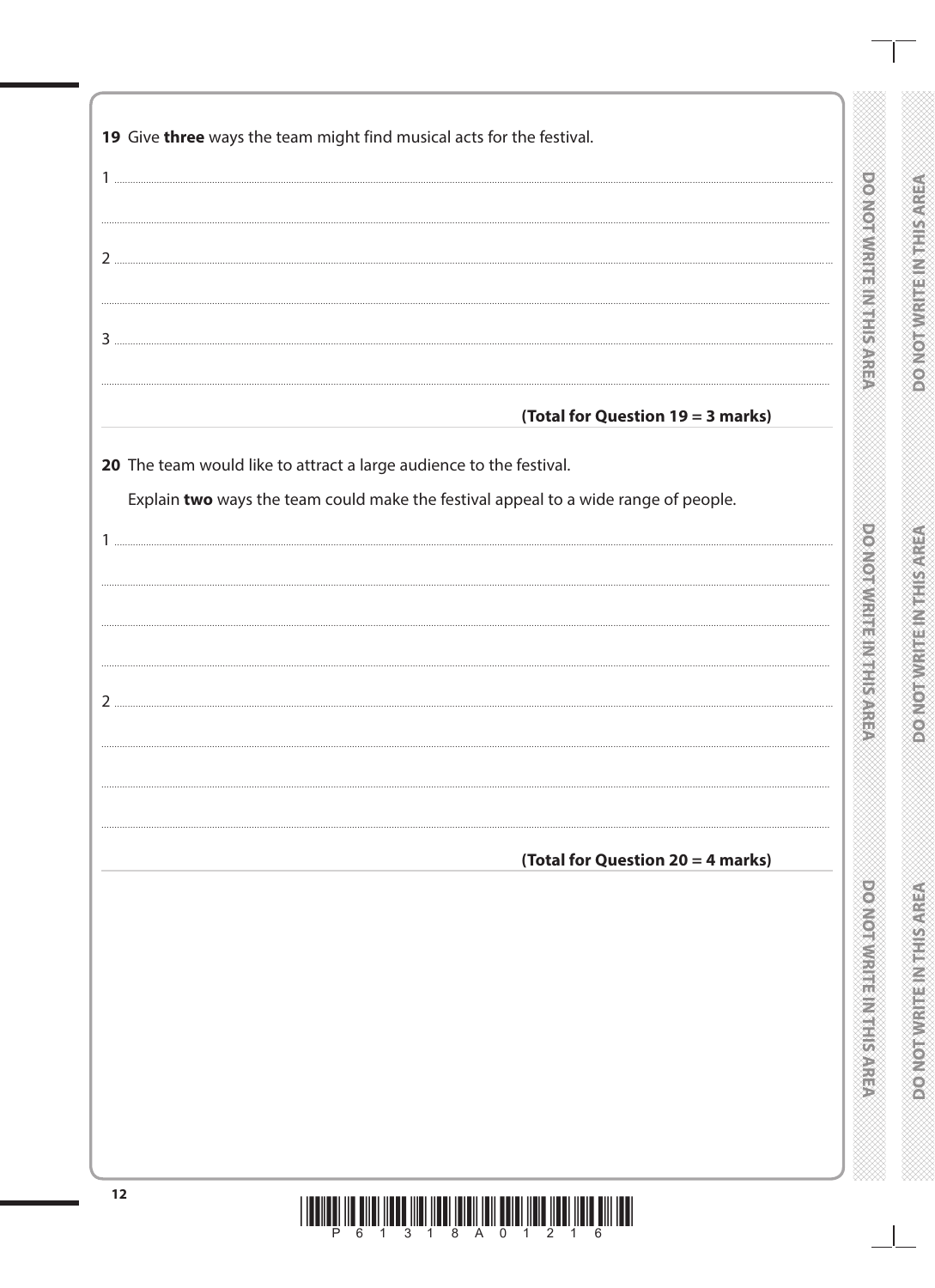**19** Give **three** ways the team might find musical acts for the festival.

1 ..............................................................................................................................................

..............................................................................................................................................

2 ..............................................................................................................................................

..............................................................................................................................................

3 ..............................................................................................................................................

..............................................................................................................................................

**(Total for Question 19 = 3 marks)**

**20** The team would like to attract a large audience to the festival.

Explain **two** ways the team could make the festival appeal to a wide range of people.

1 ..............................................................................................................................................

..............................................................................................................................................

..............................................................................................................................................

..............................................................................................................................................

2 ..............................................................................................................................................

..............................................................................................................................................

..............................................................................................................................................

..............................................................................................................................................

**(Total for Question 20 = 4 marks)**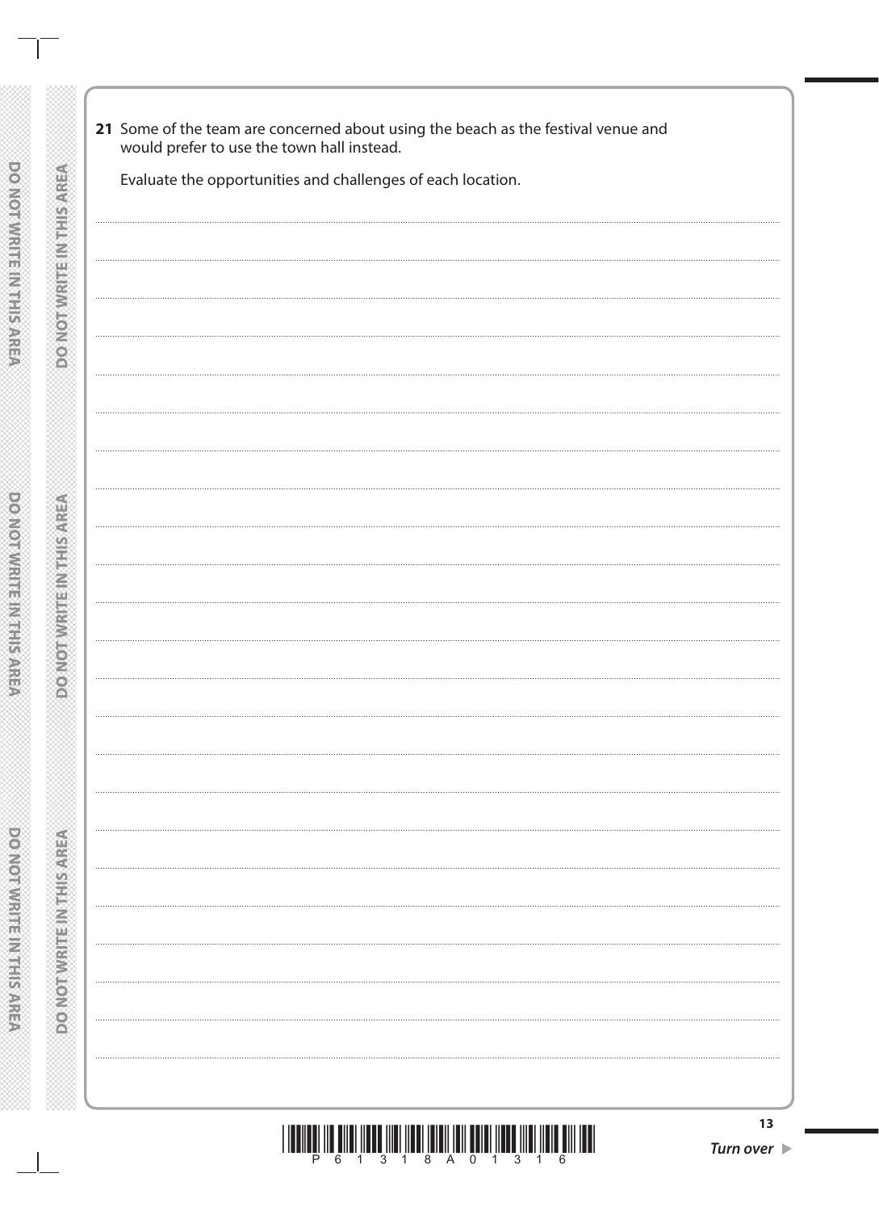**21** Some of the team are concerned about using the beach as the festival venue and would prefer to use the town hall instead.

Evaluate the opportunities and challenges of each location.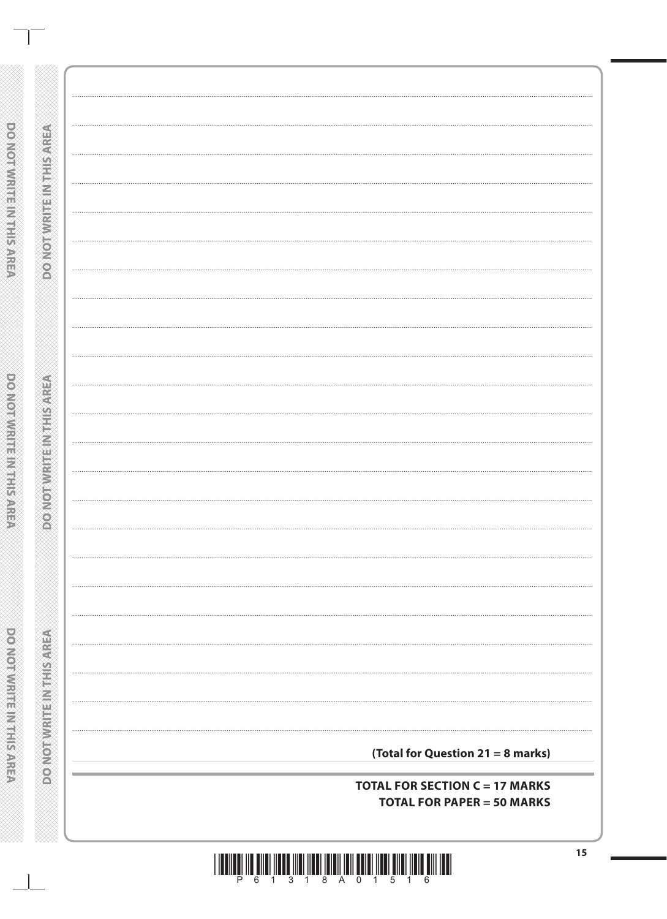**(Total for Question 21 = 8 marks)**

**TOTAL FOR SECTION C = 17 MARKS**

**TOTAL FOR PAPER = 50 MARKS**